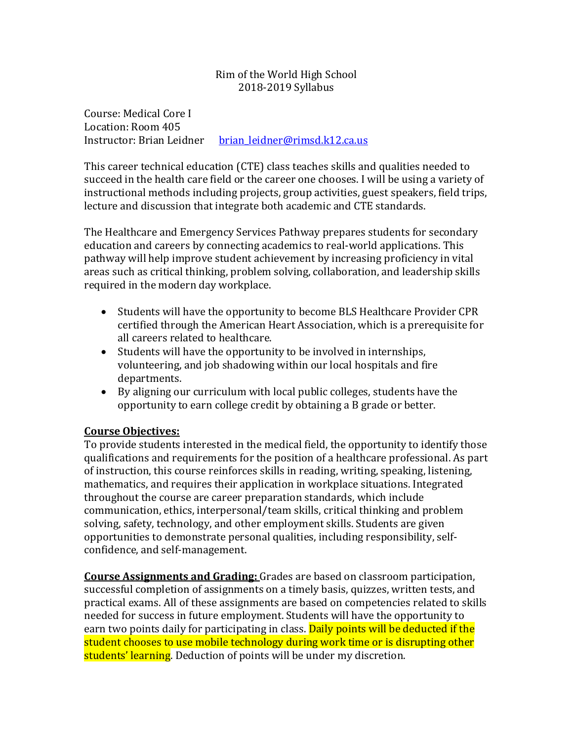Rim of the World High School
2018-2019 Syllabus

Course: Medical Core I
Location: Room 405
Instructor: Brian Leidner brian_leidner@rimsd.k12.ca.us

This career technical education (CTE) class teaches skills and qualities needed to succeed in the health care field or the career one chooses. I will be using a variety of instructional methods including projects, group activities, guest speakers, field trips, lecture and discussion that integrate both academic and CTE standards.

The Healthcare and Emergency Services Pathway prepares students for secondary education and careers by connecting academics to real-world applications. This pathway will help improve student achievement by increasing proficiency in vital areas such as critical thinking, problem solving, collaboration, and leadership skills required in the modern day workplace.

- Students will have the opportunity to become BLS Healthcare Provider CPR certified through the American Heart Association, which is a prerequisite for all careers related to healthcare.
- Students will have the opportunity to be involved in internships, volunteering, and job shadowing within our local hospitals and fire departments.
- By aligning our curriculum with local public colleges, students have the opportunity to earn college credit by obtaining a B grade or better.

**Course Objectives:**
To provide students interested in the medical field, the opportunity to identify those qualifications and requirements for the position of a healthcare professional. As part of instruction, this course reinforces skills in reading, writing, speaking, listening, mathematics, and requires their application in workplace situations. Integrated throughout the course are career preparation standards, which include communication, ethics, interpersonal/team skills, critical thinking and problem solving, safety, technology, and other employment skills. Students are given opportunities to demonstrate personal qualities, including responsibility, self-confidence, and self-management.

**Course Assignments and Grading:** Grades are based on classroom participation, successful completion of assignments on a timely basis, quizzes, written tests, and practical exams. All of these assignments are based on competencies related to skills needed for success in future employment. Students will have the opportunity to earn two points daily for participating in class. Daily points will be deducted if the student chooses to use mobile technology during work time or is disrupting other students' learning. Deduction of points will be under my discretion.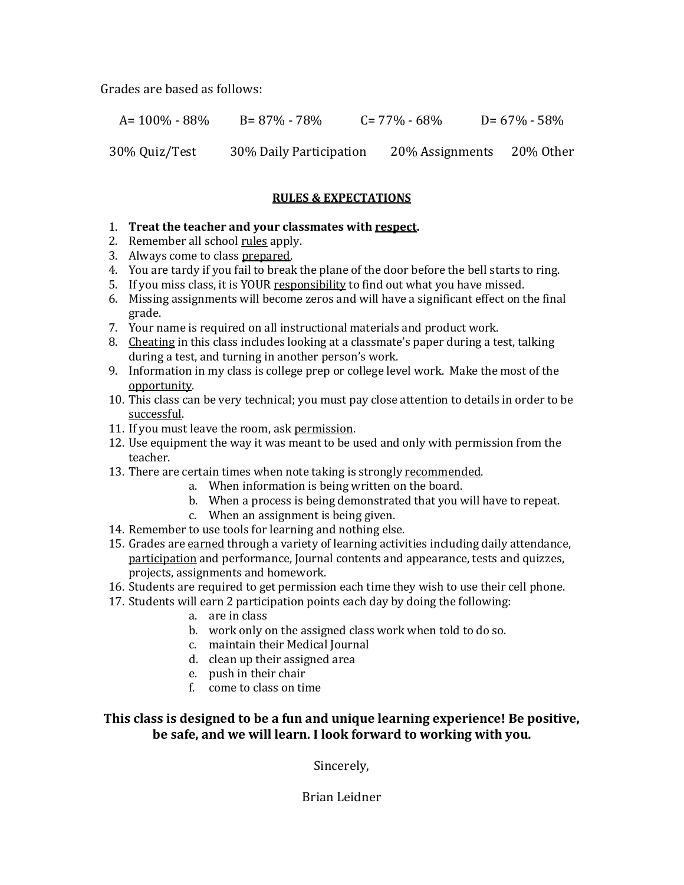Grades are based as follows:

| A= 100% - 88% | B= 87% - 78% | C= 77% - 68% | D= 67% - 58% |
|---|---|---|---|
| 30% Quiz/Test | 30% Daily Participation | 20% Assignments | 20% Other |

## RULES & EXPECTATIONS

1. **Treat the teacher and your classmates with respect.**
2. Remember all school rules apply.
3. Always come to class prepared.
4. You are tardy if you fail to break the plane of the door before the bell starts to ring.
5. If you miss class, it is YOUR responsibility to find out what you have missed.
6. Missing assignments will become zeros and will have a significant effect on the final grade.
7. Your name is required on all instructional materials and product work.
8. Cheating in this class includes looking at a classmate's paper during a test, talking during a test, and turning in another person's work.
9. Information in my class is college prep or college level work. Make the most of the opportunity.
10. This class can be very technical; you must pay close attention to details in order to be successful.
11. If you must leave the room, ask permission.
12. Use equipment the way it was meant to be used and only with permission from the teacher.
13. There are certain times when note taking is strongly recommended.
    a. When information is being written on the board.
    b. When a process is being demonstrated that you will have to repeat.
    c. When an assignment is being given.
14. Remember to use tools for learning and nothing else.
15. Grades are earned through a variety of learning activities including daily attendance, participation and performance, Journal contents and appearance, tests and quizzes, projects, assignments and homework.
16. Students are required to get permission each time they wish to use their cell phone.
17. Students will earn 2 participation points each day by doing the following:
    a. are in class
    b. work only on the assigned class work when told to do so.
    c. maintain their Medical Journal
    d. clean up their assigned area
    e. push in their chair
    f. come to class on time

**This class is designed to be a fun and unique learning experience! Be positive, be safe, and we will learn. I look forward to working with you.**

Sincerely,

Brian Leidner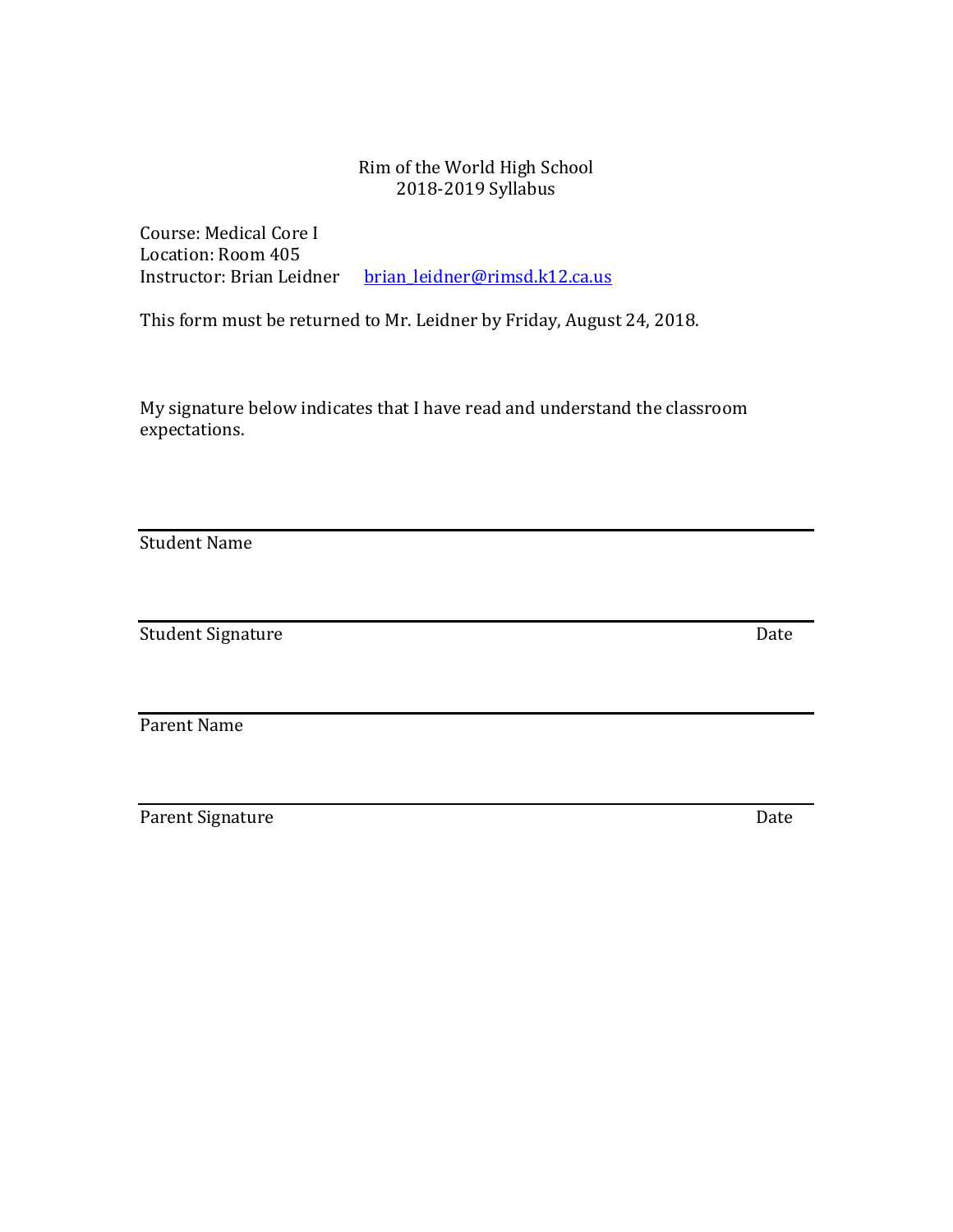Rim of the World High School
2018-2019 Syllabus

Course: Medical Core I
Location: Room 405
Instructor: Brian Leidner brian_leidner@rimsd.k12.ca.us

This form must be returned to Mr. Leidner by Friday, August 24, 2018.

My signature below indicates that I have read and understand the classroom expectations.

______________________________________________
Student Name

______________________________________________
Student Signature Date

______________________________________________
Parent Name

______________________________________________
Parent Signature Date